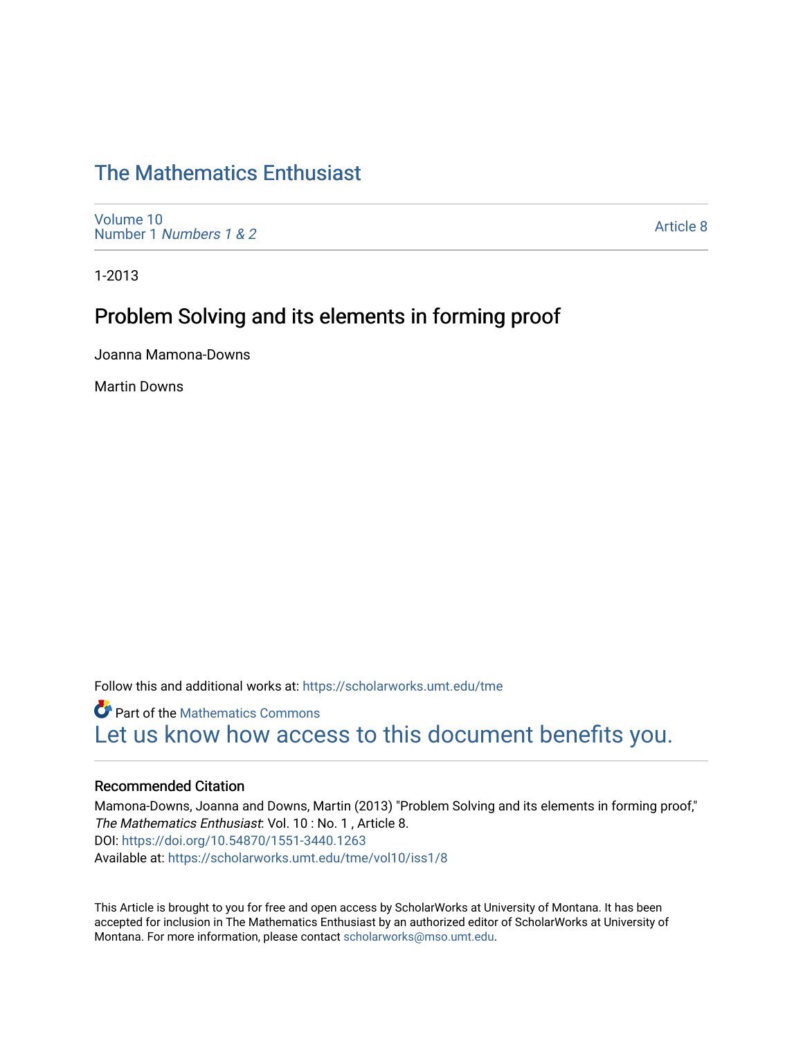# The Mathematics Enthusiast

Volume 10
Number 1 *Numbers 1 & 2*

Article 8

1-2013

## Problem Solving and its elements in forming proof

Joanna Mamona-Downs

Martin Downs

Follow this and additional works at: https://scholarworks.umt.edu/tme

Part of the Mathematics Commons
Let us know how access to this document benefits you.

### Recommended Citation

Mamona-Downs, Joanna and Downs, Martin (2013) "Problem Solving and its elements in forming proof," *The Mathematics Enthusiast*: Vol. 10 : No. 1 , Article 8.
DOI: https://doi.org/10.54870/1551-3440.1263
Available at: https://scholarworks.umt.edu/tme/vol10/iss1/8

This Article is brought to you for free and open access by ScholarWorks at University of Montana. It has been accepted for inclusion in The Mathematics Enthusiast by an authorized editor of ScholarWorks at University of Montana. For more information, please contact scholarworks@mso.umt.edu.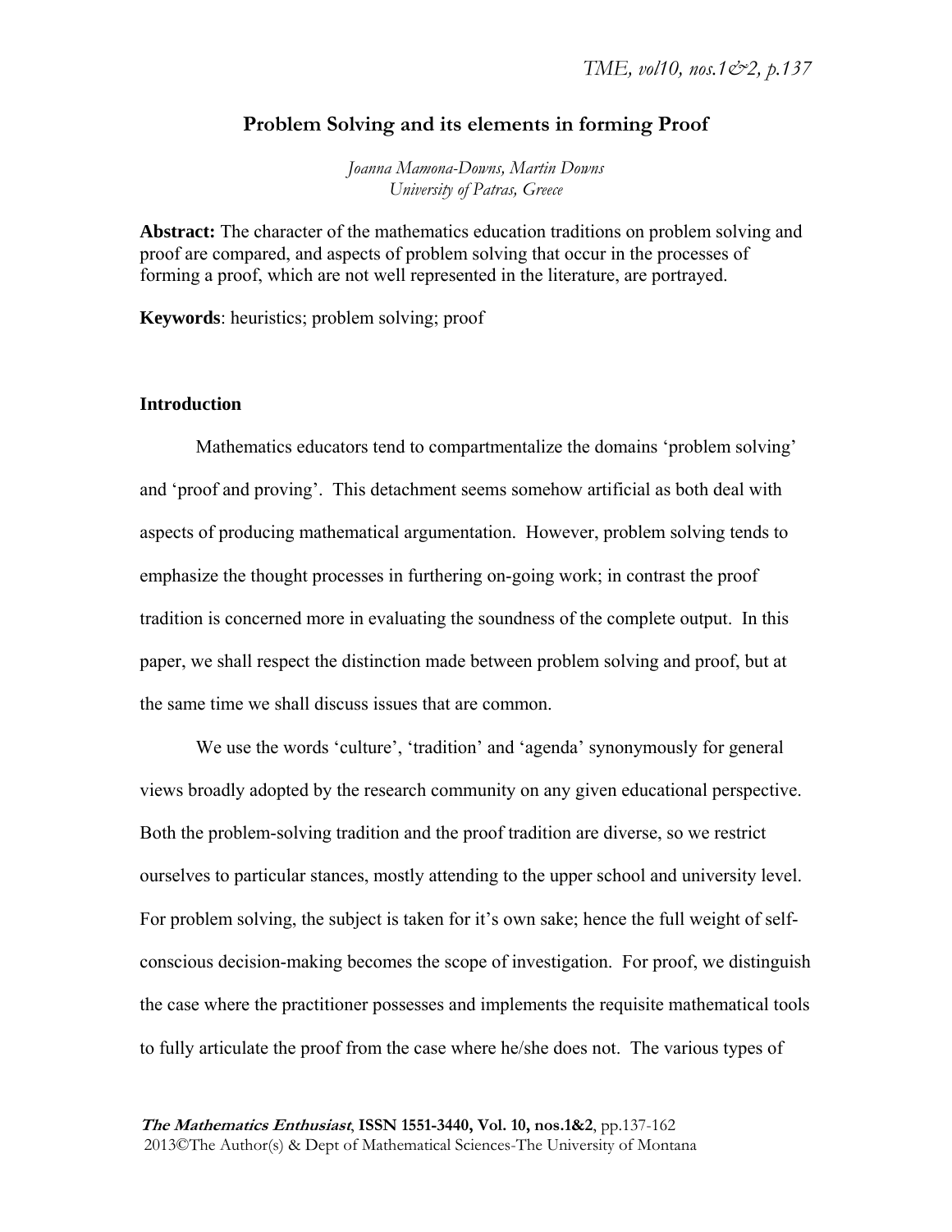# Problem Solving and its elements in forming Proof

*Joanna Mamona-Downs, Martin Downs*
*University of Patras, Greece*

**Abstract:** The character of the mathematics education traditions on problem solving and proof are compared, and aspects of problem solving that occur in the processes of forming a proof, which are not well represented in the literature, are portrayed.

**Keywords**: heuristics; problem solving; proof

### Introduction

Mathematics educators tend to compartmentalize the domains 'problem solving' and 'proof and proving'. This detachment seems somehow artificial as both deal with aspects of producing mathematical argumentation. However, problem solving tends to emphasize the thought processes in furthering on-going work; in contrast the proof tradition is concerned more in evaluating the soundness of the complete output. In this paper, we shall respect the distinction made between problem solving and proof, but at the same time we shall discuss issues that are common.

We use the words 'culture', 'tradition' and 'agenda' synonymously for general views broadly adopted by the research community on any given educational perspective. Both the problem-solving tradition and the proof tradition are diverse, so we restrict ourselves to particular stances, mostly attending to the upper school and university level. For problem solving, the subject is taken for it's own sake; hence the full weight of self-conscious decision-making becomes the scope of investigation. For proof, we distinguish the case where the practitioner possesses and implements the requisite mathematical tools to fully articulate the proof from the case where he/she does not. The various types of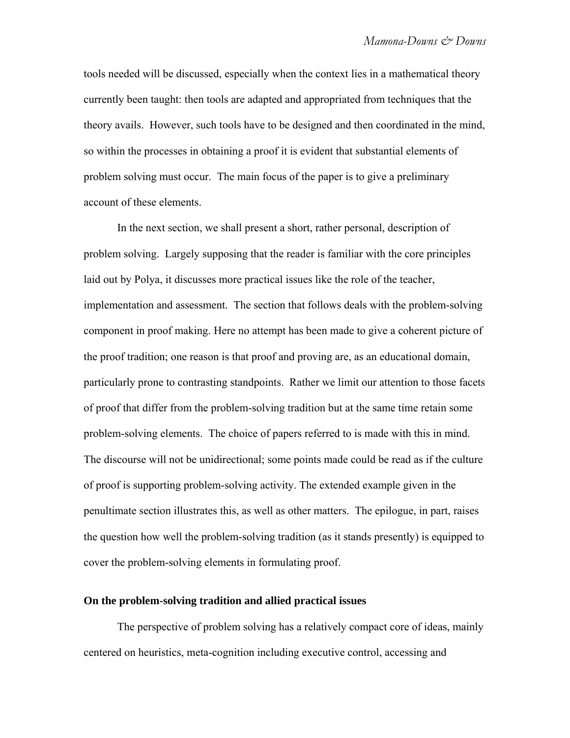tools needed will be discussed, especially when the context lies in a mathematical theory currently been taught: then tools are adapted and appropriated from techniques that the theory avails. However, such tools have to be designed and then coordinated in the mind, so within the processes in obtaining a proof it is evident that substantial elements of problem solving must occur. The main focus of the paper is to give a preliminary account of these elements.

In the next section, we shall present a short, rather personal, description of problem solving. Largely supposing that the reader is familiar with the core principles laid out by Polya, it discusses more practical issues like the role of the teacher, implementation and assessment. The section that follows deals with the problem-solving component in proof making. Here no attempt has been made to give a coherent picture of the proof tradition; one reason is that proof and proving are, as an educational domain, particularly prone to contrasting standpoints. Rather we limit our attention to those facets of proof that differ from the problem-solving tradition but at the same time retain some problem-solving elements. The choice of papers referred to is made with this in mind. The discourse will not be unidirectional; some points made could be read as if the culture of proof is supporting problem-solving activity. The extended example given in the penultimate section illustrates this, as well as other matters. The epilogue, in part, raises the question how well the problem-solving tradition (as it stands presently) is equipped to cover the problem-solving elements in formulating proof.

## On the problem-solving tradition and allied practical issues

The perspective of problem solving has a relatively compact core of ideas, mainly centered on heuristics, meta-cognition including executive control, accessing and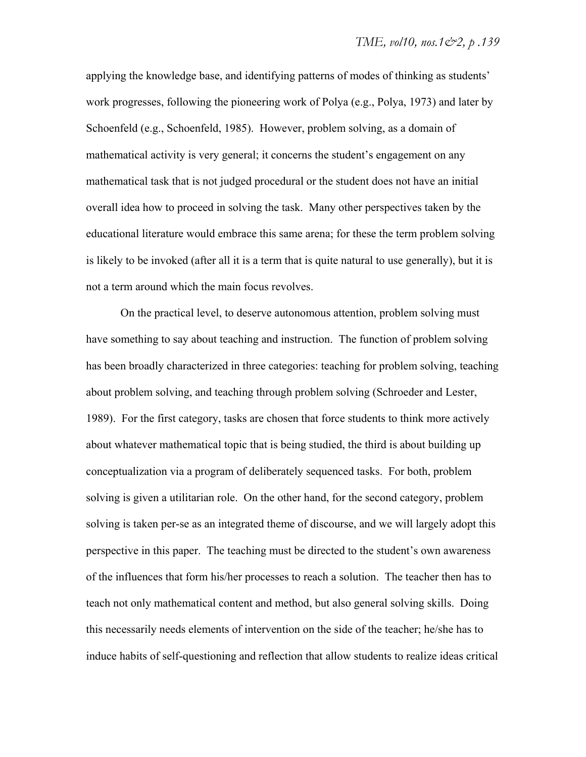applying the knowledge base, and identifying patterns of modes of thinking as students' work progresses, following the pioneering work of Polya (e.g., Polya, 1973) and later by Schoenfeld (e.g., Schoenfeld, 1985). However, problem solving, as a domain of mathematical activity is very general; it concerns the student's engagement on any mathematical task that is not judged procedural or the student does not have an initial overall idea how to proceed in solving the task. Many other perspectives taken by the educational literature would embrace this same arena; for these the term problem solving is likely to be invoked (after all it is a term that is quite natural to use generally), but it is not a term around which the main focus revolves.

On the practical level, to deserve autonomous attention, problem solving must have something to say about teaching and instruction. The function of problem solving has been broadly characterized in three categories: teaching for problem solving, teaching about problem solving, and teaching through problem solving (Schroeder and Lester, 1989). For the first category, tasks are chosen that force students to think more actively about whatever mathematical topic that is being studied, the third is about building up conceptualization via a program of deliberately sequenced tasks. For both, problem solving is given a utilitarian role. On the other hand, for the second category, problem solving is taken per-se as an integrated theme of discourse, and we will largely adopt this perspective in this paper. The teaching must be directed to the student's own awareness of the influences that form his/her processes to reach a solution. The teacher then has to teach not only mathematical content and method, but also general solving skills. Doing this necessarily needs elements of intervention on the side of the teacher; he/she has to induce habits of self-questioning and reflection that allow students to realize ideas critical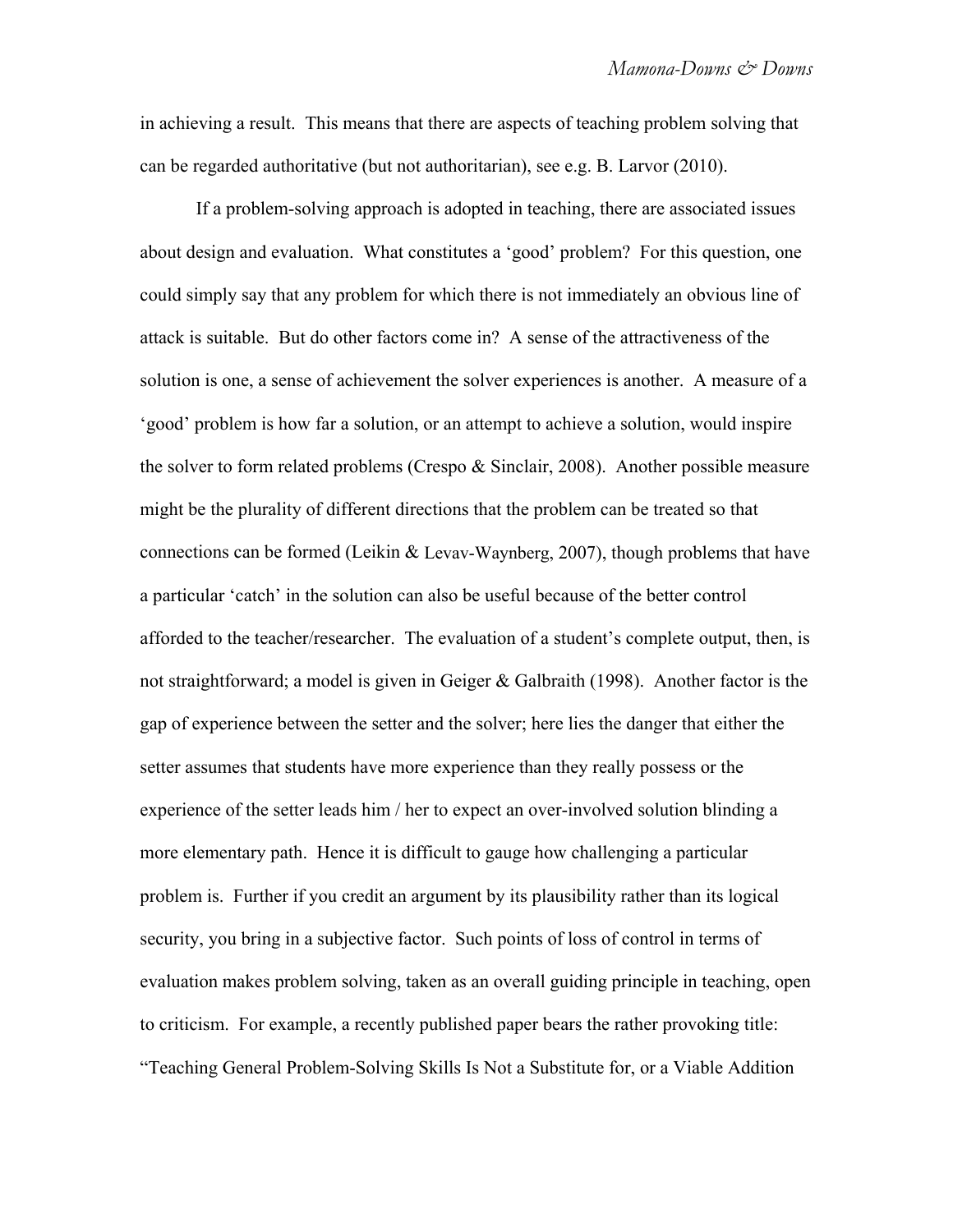in achieving a result. This means that there are aspects of teaching problem solving that can be regarded authoritative (but not authoritarian), see e.g. B. Larvor (2010).

If a problem-solving approach is adopted in teaching, there are associated issues about design and evaluation. What constitutes a 'good' problem? For this question, one could simply say that any problem for which there is not immediately an obvious line of attack is suitable. But do other factors come in? A sense of the attractiveness of the solution is one, a sense of achievement the solver experiences is another. A measure of a 'good' problem is how far a solution, or an attempt to achieve a solution, would inspire the solver to form related problems (Crespo & Sinclair, 2008). Another possible measure might be the plurality of different directions that the problem can be treated so that connections can be formed (Leikin & Levav-Waynberg, 2007), though problems that have a particular 'catch' in the solution can also be useful because of the better control afforded to the teacher/researcher. The evaluation of a student's complete output, then, is not straightforward; a model is given in Geiger & Galbraith (1998). Another factor is the gap of experience between the setter and the solver; here lies the danger that either the setter assumes that students have more experience than they really possess or the experience of the setter leads him / her to expect an over-involved solution blinding a more elementary path. Hence it is difficult to gauge how challenging a particular problem is. Further if you credit an argument by its plausibility rather than its logical security, you bring in a subjective factor. Such points of loss of control in terms of evaluation makes problem solving, taken as an overall guiding principle in teaching, open to criticism. For example, a recently published paper bears the rather provoking title: "Teaching General Problem-Solving Skills Is Not a Substitute for, or a Viable Addition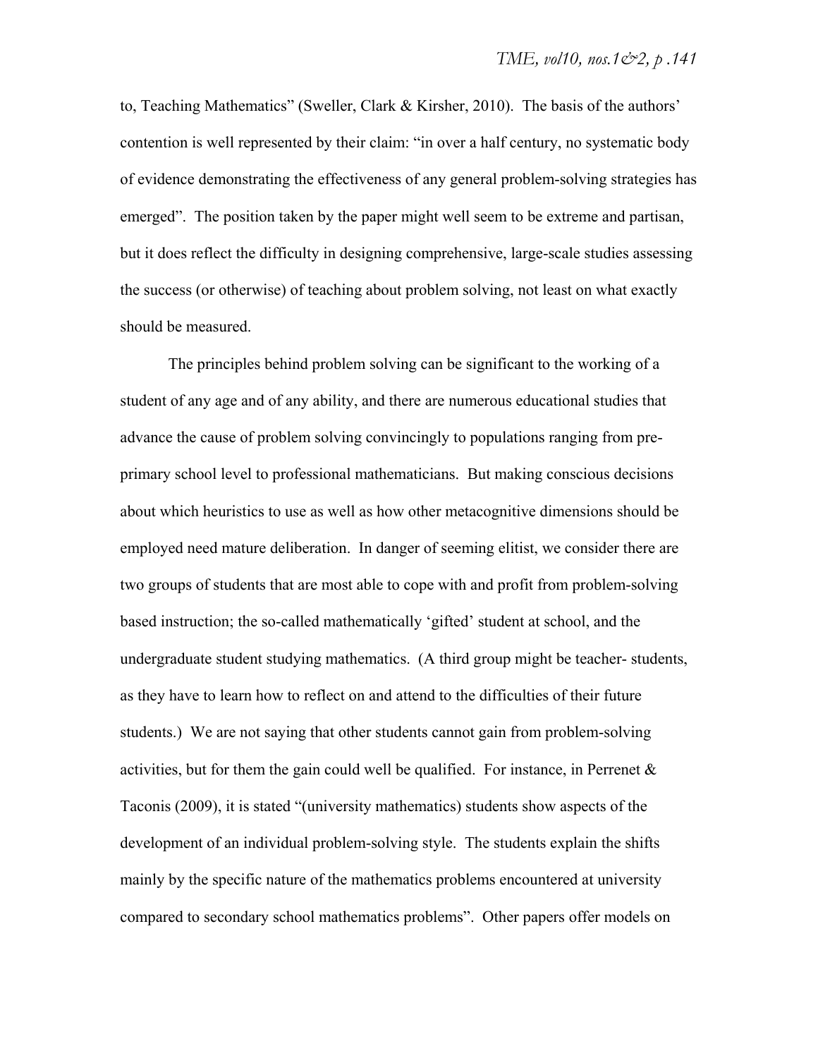to, Teaching Mathematics" (Sweller, Clark & Kirsher, 2010). The basis of the authors' contention is well represented by their claim: "in over a half century, no systematic body of evidence demonstrating the effectiveness of any general problem-solving strategies has emerged". The position taken by the paper might well seem to be extreme and partisan, but it does reflect the difficulty in designing comprehensive, large-scale studies assessing the success (or otherwise) of teaching about problem solving, not least on what exactly should be measured.

The principles behind problem solving can be significant to the working of a student of any age and of any ability, and there are numerous educational studies that advance the cause of problem solving convincingly to populations ranging from pre-primary school level to professional mathematicians. But making conscious decisions about which heuristics to use as well as how other metacognitive dimensions should be employed need mature deliberation. In danger of seeming elitist, we consider there are two groups of students that are most able to cope with and profit from problem-solving based instruction; the so-called mathematically 'gifted' student at school, and the undergraduate student studying mathematics. (A third group might be teacher- students, as they have to learn how to reflect on and attend to the difficulties of their future students.) We are not saying that other students cannot gain from problem-solving activities, but for them the gain could well be qualified. For instance, in Perrenet & Taconis (2009), it is stated "(university mathematics) students show aspects of the development of an individual problem-solving style. The students explain the shifts mainly by the specific nature of the mathematics problems encountered at university compared to secondary school mathematics problems". Other papers offer models on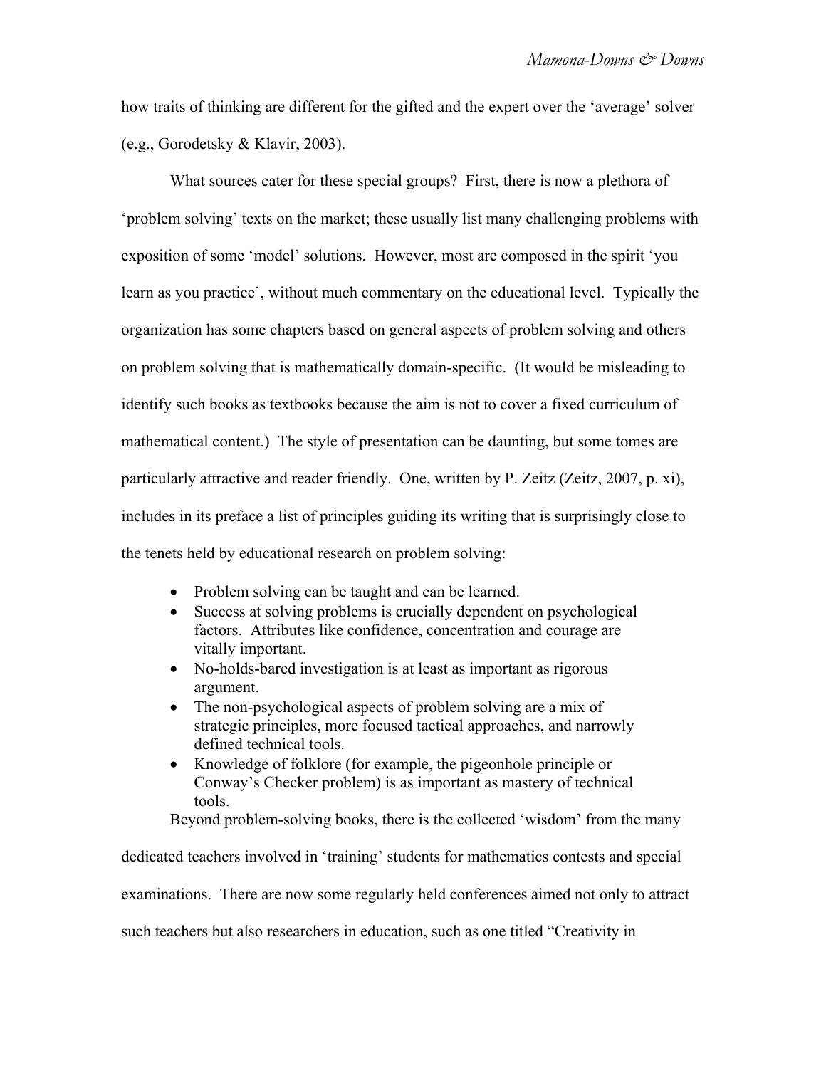how traits of thinking are different for the gifted and the expert over the ‘average’ solver (e.g., Gorodetsky & Klavir, 2003).

What sources cater for these special groups? First, there is now a plethora of ‘problem solving’ texts on the market; these usually list many challenging problems with exposition of some ‘model’ solutions. However, most are composed in the spirit ‘you learn as you practice’, without much commentary on the educational level. Typically the organization has some chapters based on general aspects of problem solving and others on problem solving that is mathematically domain-specific. (It would be misleading to identify such books as textbooks because the aim is not to cover a fixed curriculum of mathematical content.) The style of presentation can be daunting, but some tomes are particularly attractive and reader friendly. One, written by P. Zeitz (Zeitz, 2007, p. xi), includes in its preface a list of principles guiding its writing that is surprisingly close to the tenets held by educational research on problem solving:

- Problem solving can be taught and can be learned.
- Success at solving problems is crucially dependent on psychological factors. Attributes like confidence, concentration and courage are vitally important.
- No-holds-bared investigation is at least as important as rigorous argument.
- The non-psychological aspects of problem solving are a mix of strategic principles, more focused tactical approaches, and narrowly defined technical tools.
- Knowledge of folklore (for example, the pigeonhole principle or Conway’s Checker problem) is as important as mastery of technical tools.

Beyond problem-solving books, there is the collected ‘wisdom’ from the many dedicated teachers involved in ‘training’ students for mathematics contests and special examinations. There are now some regularly held conferences aimed not only to attract such teachers but also researchers in education, such as one titled “Creativity in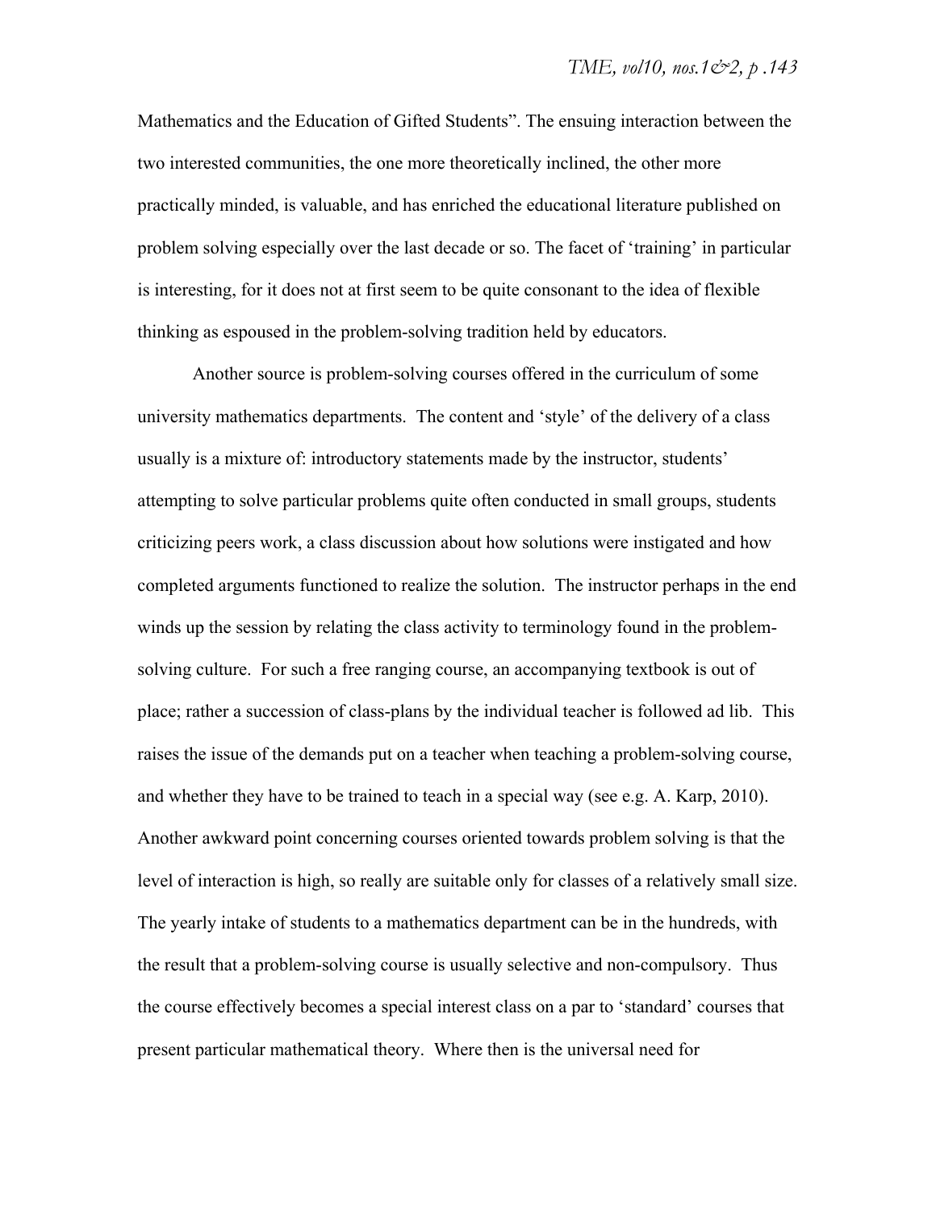Mathematics and the Education of Gifted Students". The ensuing interaction between the two interested communities, the one more theoretically inclined, the other more practically minded, is valuable, and has enriched the educational literature published on problem solving especially over the last decade or so. The facet of 'training' in particular is interesting, for it does not at first seem to be quite consonant to the idea of flexible thinking as espoused in the problem-solving tradition held by educators.

Another source is problem-solving courses offered in the curriculum of some university mathematics departments. The content and 'style' of the delivery of a class usually is a mixture of: introductory statements made by the instructor, students' attempting to solve particular problems quite often conducted in small groups, students criticizing peers work, a class discussion about how solutions were instigated and how completed arguments functioned to realize the solution. The instructor perhaps in the end winds up the session by relating the class activity to terminology found in the problem-solving culture. For such a free ranging course, an accompanying textbook is out of place; rather a succession of class-plans by the individual teacher is followed ad lib. This raises the issue of the demands put on a teacher when teaching a problem-solving course, and whether they have to be trained to teach in a special way (see e.g. A. Karp, 2010). Another awkward point concerning courses oriented towards problem solving is that the level of interaction is high, so really are suitable only for classes of a relatively small size. The yearly intake of students to a mathematics department can be in the hundreds, with the result that a problem-solving course is usually selective and non-compulsory. Thus the course effectively becomes a special interest class on a par to 'standard' courses that present particular mathematical theory. Where then is the universal need for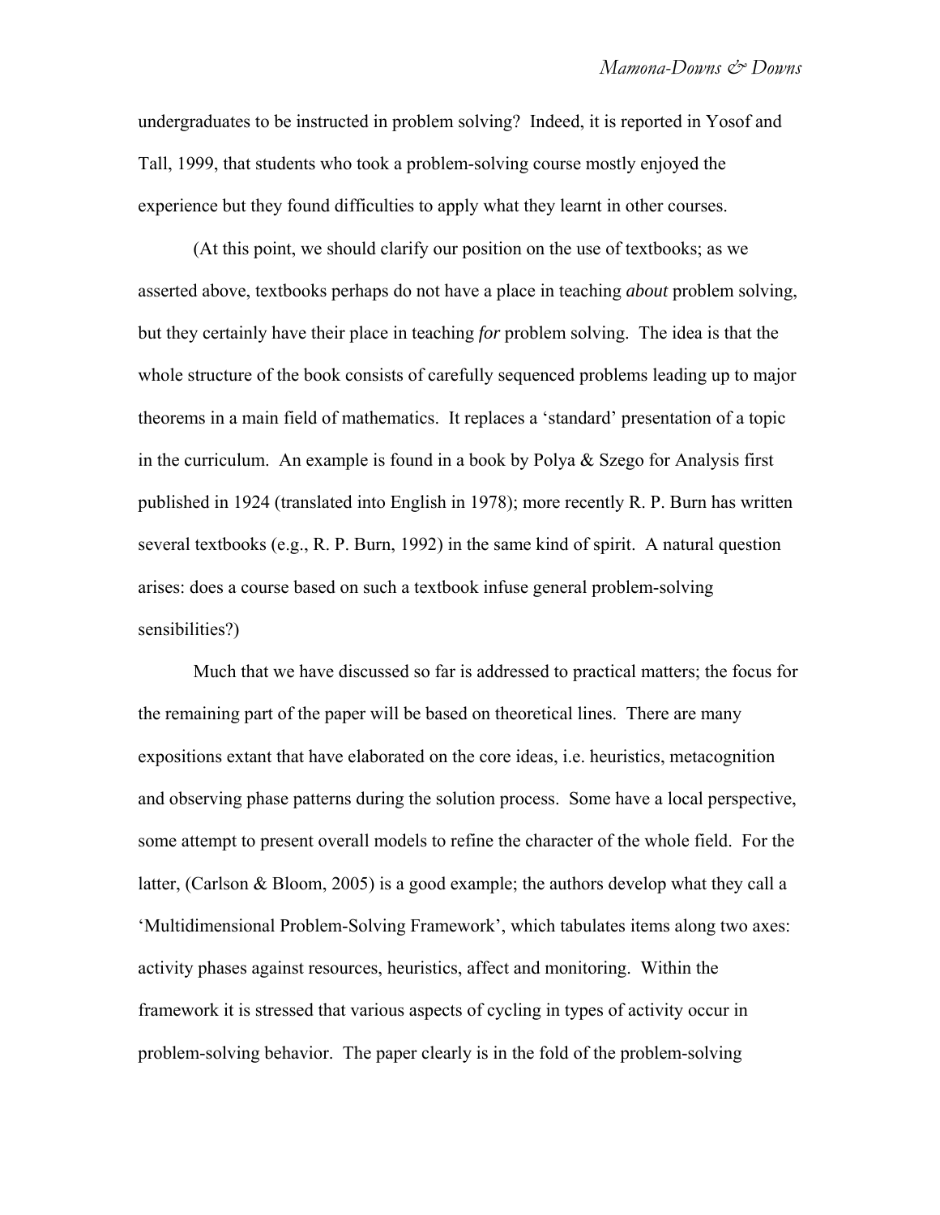undergraduates to be instructed in problem solving? Indeed, it is reported in Yosof and Tall, 1999, that students who took a problem-solving course mostly enjoyed the experience but they found difficulties to apply what they learnt in other courses.

(At this point, we should clarify our position on the use of textbooks; as we asserted above, textbooks perhaps do not have a place in teaching *about* problem solving, but they certainly have their place in teaching *for* problem solving. The idea is that the whole structure of the book consists of carefully sequenced problems leading up to major theorems in a main field of mathematics. It replaces a 'standard' presentation of a topic in the curriculum. An example is found in a book by Polya & Szego for Analysis first published in 1924 (translated into English in 1978); more recently R. P. Burn has written several textbooks (e.g., R. P. Burn, 1992) in the same kind of spirit. A natural question arises: does a course based on such a textbook infuse general problem-solving sensibilities?)

Much that we have discussed so far is addressed to practical matters; the focus for the remaining part of the paper will be based on theoretical lines. There are many expositions extant that have elaborated on the core ideas, i.e. heuristics, metacognition and observing phase patterns during the solution process. Some have a local perspective, some attempt to present overall models to refine the character of the whole field. For the latter, (Carlson & Bloom, 2005) is a good example; the authors develop what they call a 'Multidimensional Problem-Solving Framework', which tabulates items along two axes: activity phases against resources, heuristics, affect and monitoring. Within the framework it is stressed that various aspects of cycling in types of activity occur in problem-solving behavior. The paper clearly is in the fold of the problem-solving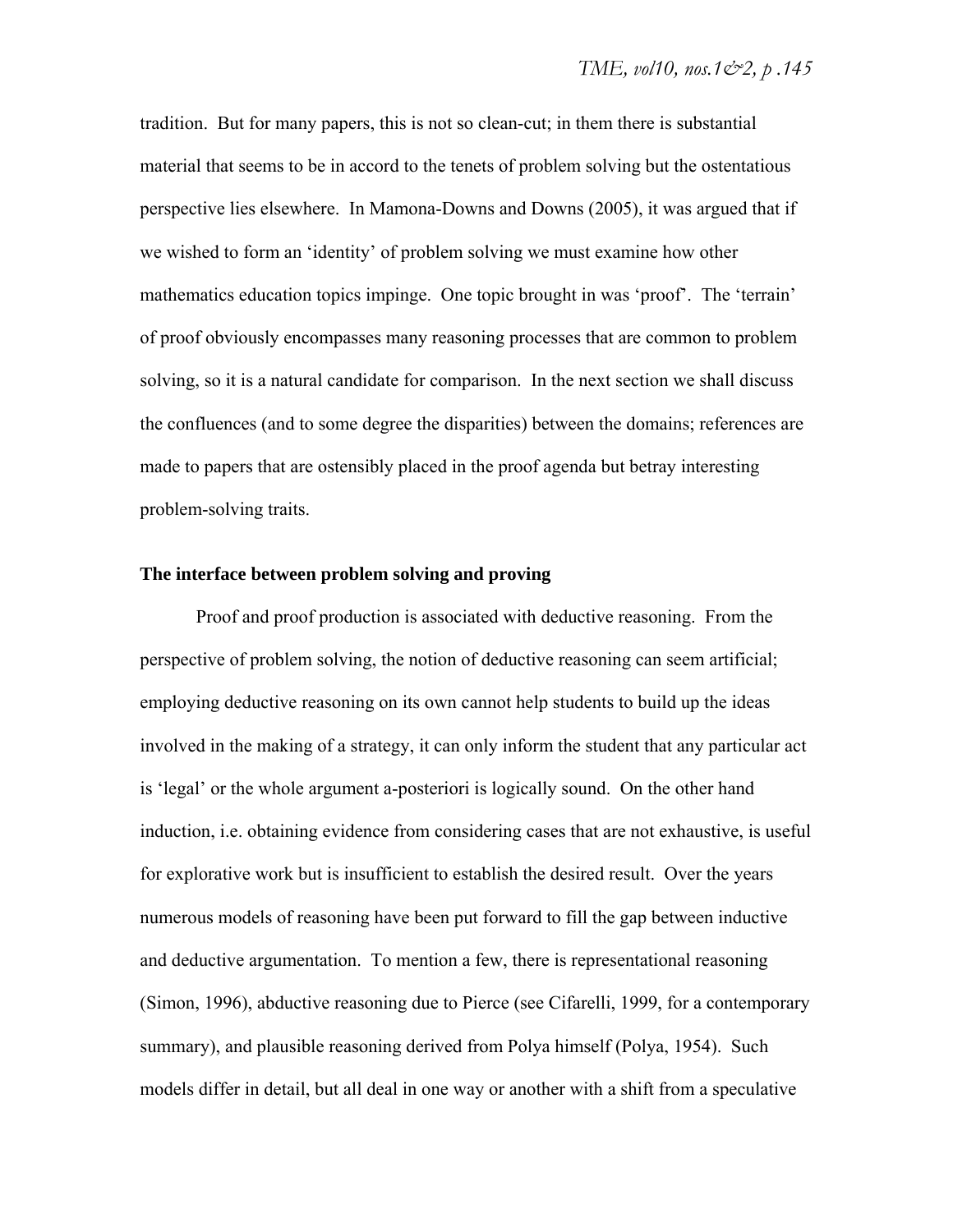tradition. But for many papers, this is not so clean-cut; in them there is substantial material that seems to be in accord to the tenets of problem solving but the ostentatious perspective lies elsewhere. In Mamona-Downs and Downs (2005), it was argued that if we wished to form an 'identity' of problem solving we must examine how other mathematics education topics impinge. One topic brought in was 'proof'. The 'terrain' of proof obviously encompasses many reasoning processes that are common to problem solving, so it is a natural candidate for comparison. In the next section we shall discuss the confluences (and to some degree the disparities) between the domains; references are made to papers that are ostensibly placed in the proof agenda but betray interesting problem-solving traits.

## The interface between problem solving and proving

Proof and proof production is associated with deductive reasoning. From the perspective of problem solving, the notion of deductive reasoning can seem artificial; employing deductive reasoning on its own cannot help students to build up the ideas involved in the making of a strategy, it can only inform the student that any particular act is 'legal' or the whole argument a-posteriori is logically sound. On the other hand induction, i.e. obtaining evidence from considering cases that are not exhaustive, is useful for explorative work but is insufficient to establish the desired result. Over the years numerous models of reasoning have been put forward to fill the gap between inductive and deductive argumentation. To mention a few, there is representational reasoning (Simon, 1996), abductive reasoning due to Pierce (see Cifarelli, 1999, for a contemporary summary), and plausible reasoning derived from Polya himself (Polya, 1954). Such models differ in detail, but all deal in one way or another with a shift from a speculative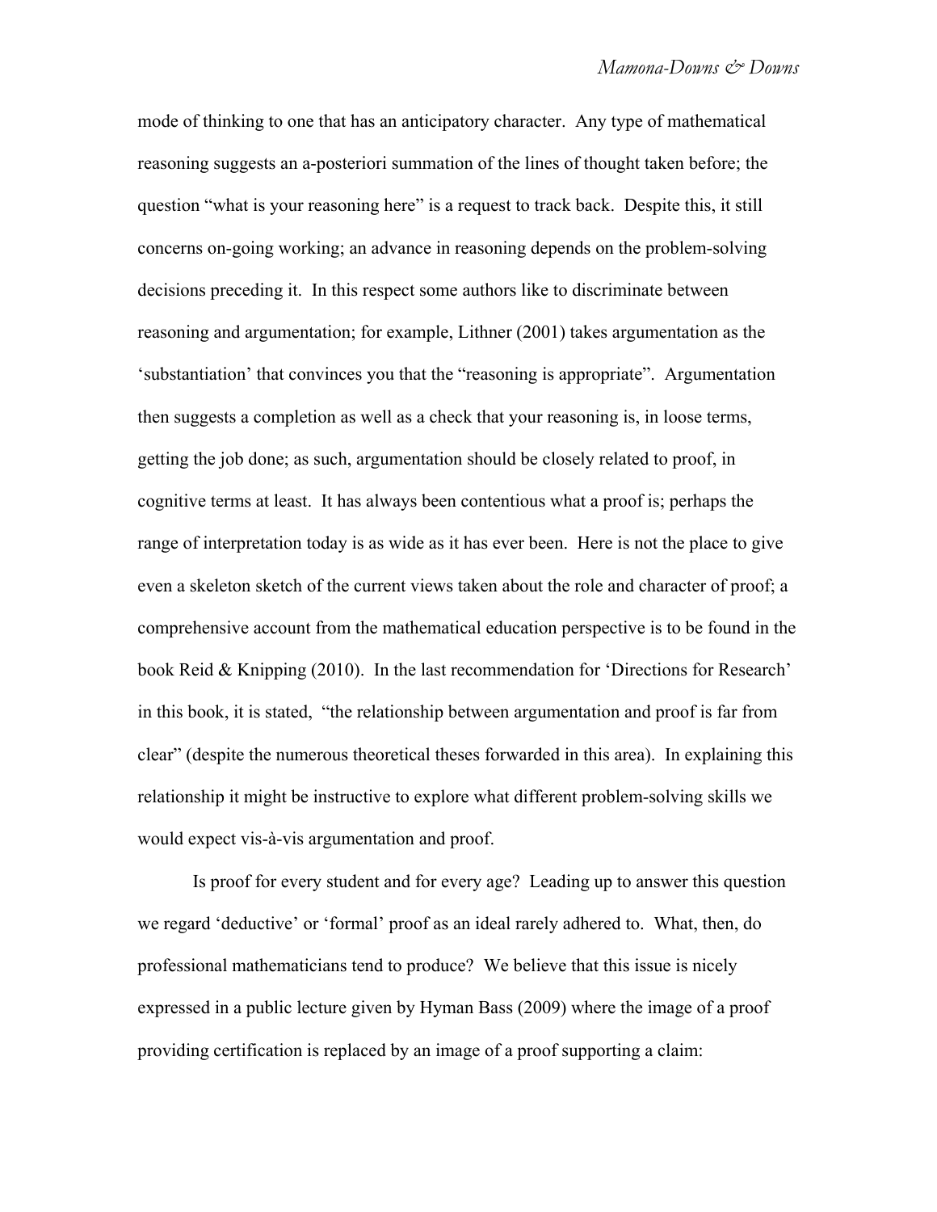mode of thinking to one that has an anticipatory character. Any type of mathematical reasoning suggests an a-posteriori summation of the lines of thought taken before; the question "what is your reasoning here" is a request to track back. Despite this, it still concerns on-going working; an advance in reasoning depends on the problem-solving decisions preceding it. In this respect some authors like to discriminate between reasoning and argumentation; for example, Lithner (2001) takes argumentation as the 'substantiation' that convinces you that the "reasoning is appropriate". Argumentation then suggests a completion as well as a check that your reasoning is, in loose terms, getting the job done; as such, argumentation should be closely related to proof, in cognitive terms at least. It has always been contentious what a proof is; perhaps the range of interpretation today is as wide as it has ever been. Here is not the place to give even a skeleton sketch of the current views taken about the role and character of proof; a comprehensive account from the mathematical education perspective is to be found in the book Reid & Knipping (2010). In the last recommendation for 'Directions for Research' in this book, it is stated, "the relationship between argumentation and proof is far from clear" (despite the numerous theoretical theses forwarded in this area). In explaining this relationship it might be instructive to explore what different problem-solving skills we would expect vis-à-vis argumentation and proof.

Is proof for every student and for every age? Leading up to answer this question we regard 'deductive' or 'formal' proof as an ideal rarely adhered to. What, then, do professional mathematicians tend to produce? We believe that this issue is nicely expressed in a public lecture given by Hyman Bass (2009) where the image of a proof providing certification is replaced by an image of a proof supporting a claim: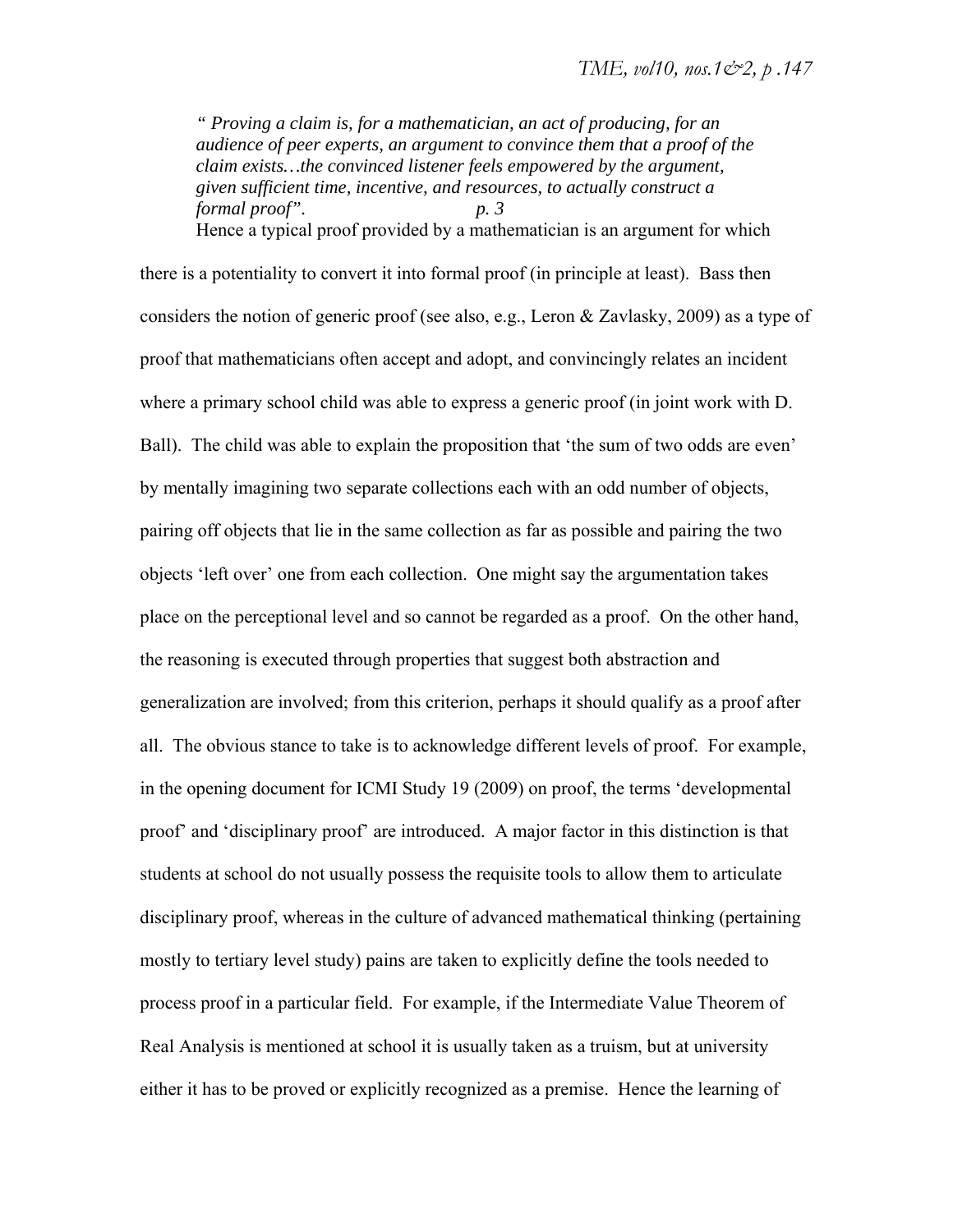> *" Proving a claim is, for a mathematician, an act of producing, for an audience of peer experts, an argument to convince them that a proof of the claim exists…the convinced listener feels empowered by the argument, given sufficient time, incentive, and resources, to actually construct a formal proof".* *p. 3*

Hence a typical proof provided by a mathematician is an argument for which there is a potentiality to convert it into formal proof (in principle at least). Bass then considers the notion of generic proof (see also, e.g., Leron & Zavlasky, 2009) as a type of proof that mathematicians often accept and adopt, and convincingly relates an incident where a primary school child was able to express a generic proof (in joint work with D. Ball). The child was able to explain the proposition that 'the sum of two odds are even' by mentally imagining two separate collections each with an odd number of objects, pairing off objects that lie in the same collection as far as possible and pairing the two objects 'left over' one from each collection. One might say the argumentation takes place on the perceptional level and so cannot be regarded as a proof. On the other hand, the reasoning is executed through properties that suggest both abstraction and generalization are involved; from this criterion, perhaps it should qualify as a proof after all. The obvious stance to take is to acknowledge different levels of proof. For example, in the opening document for ICMI Study 19 (2009) on proof, the terms 'developmental proof' and 'disciplinary proof' are introduced. A major factor in this distinction is that students at school do not usually possess the requisite tools to allow them to articulate disciplinary proof, whereas in the culture of advanced mathematical thinking (pertaining mostly to tertiary level study) pains are taken to explicitly define the tools needed to process proof in a particular field. For example, if the Intermediate Value Theorem of Real Analysis is mentioned at school it is usually taken as a truism, but at university either it has to be proved or explicitly recognized as a premise. Hence the learning of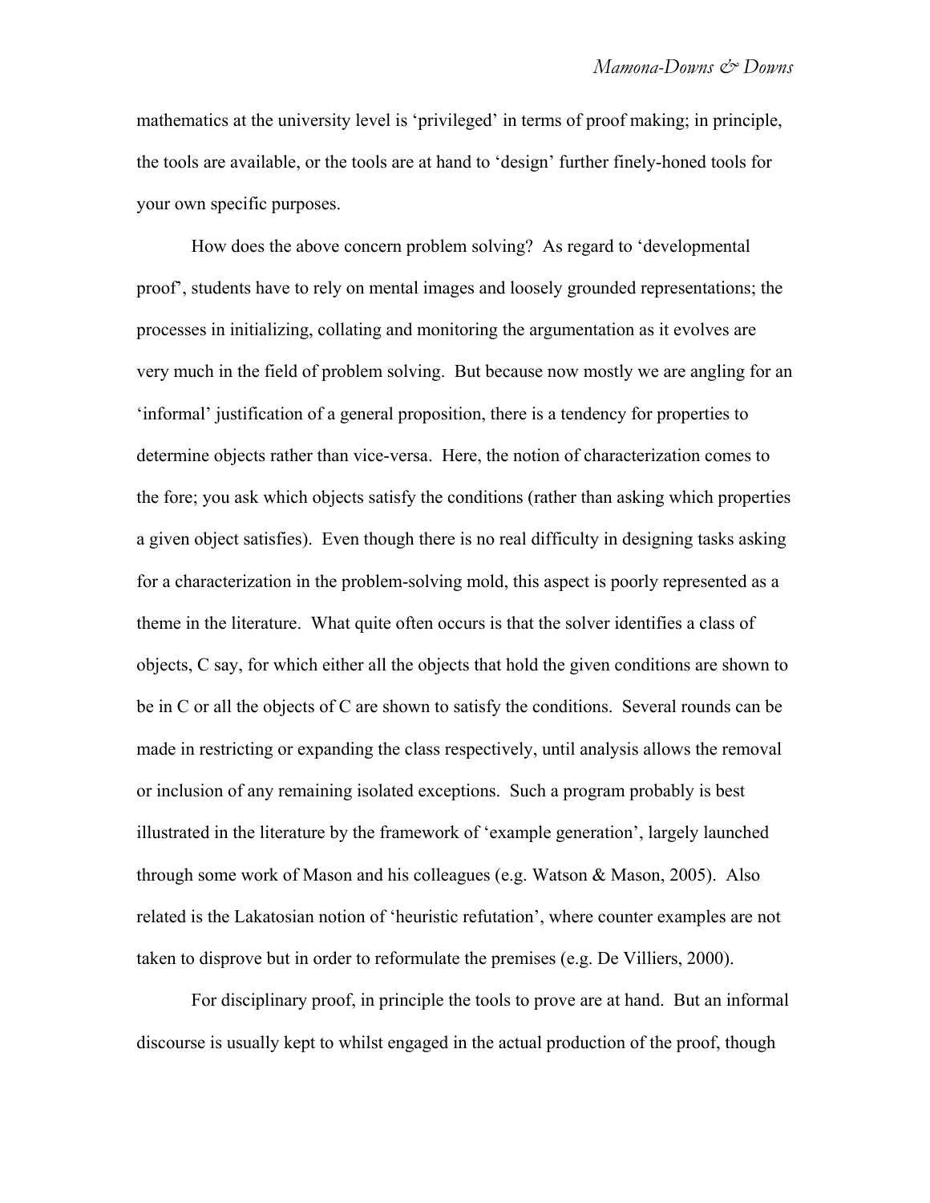mathematics at the university level is ‘privileged’ in terms of proof making; in principle, the tools are available, or the tools are at hand to ‘design’ further finely-honed tools for your own specific purposes.

How does the above concern problem solving? As regard to ‘developmental proof’, students have to rely on mental images and loosely grounded representations; the processes in initializing, collating and monitoring the argumentation as it evolves are very much in the field of problem solving. But because now mostly we are angling for an ‘informal’ justification of a general proposition, there is a tendency for properties to determine objects rather than vice-versa. Here, the notion of characterization comes to the fore; you ask which objects satisfy the conditions (rather than asking which properties a given object satisfies). Even though there is no real difficulty in designing tasks asking for a characterization in the problem-solving mold, this aspect is poorly represented as a theme in the literature. What quite often occurs is that the solver identifies a class of objects, C say, for which either all the objects that hold the given conditions are shown to be in C or all the objects of C are shown to satisfy the conditions. Several rounds can be made in restricting or expanding the class respectively, until analysis allows the removal or inclusion of any remaining isolated exceptions. Such a program probably is best illustrated in the literature by the framework of ‘example generation’, largely launched through some work of Mason and his colleagues (e.g. Watson & Mason, 2005). Also related is the Lakatosian notion of ‘heuristic refutation’, where counter examples are not taken to disprove but in order to reformulate the premises (e.g. De Villiers, 2000).

For disciplinary proof, in principle the tools to prove are at hand. But an informal discourse is usually kept to whilst engaged in the actual production of the proof, though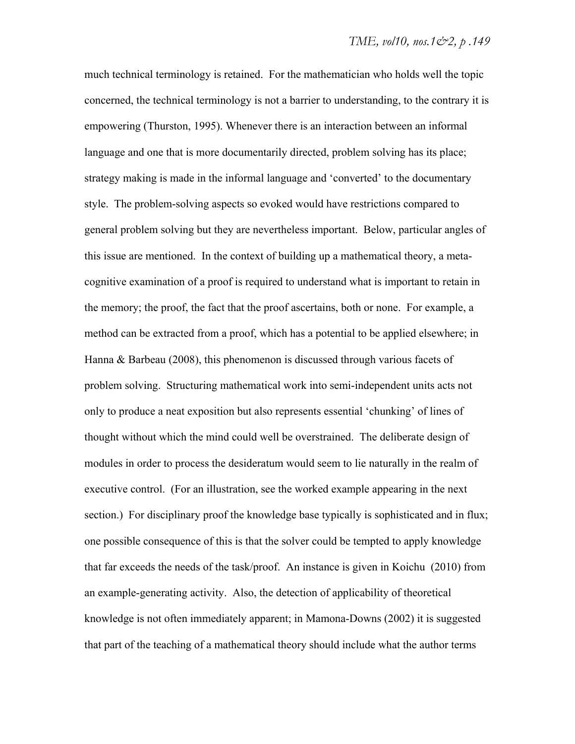much technical terminology is retained. For the mathematician who holds well the topic concerned, the technical terminology is not a barrier to understanding, to the contrary it is empowering (Thurston, 1995). Whenever there is an interaction between an informal language and one that is more documentarily directed, problem solving has its place; strategy making is made in the informal language and 'converted' to the documentary style. The problem-solving aspects so evoked would have restrictions compared to general problem solving but they are nevertheless important. Below, particular angles of this issue are mentioned. In the context of building up a mathematical theory, a meta-cognitive examination of a proof is required to understand what is important to retain in the memory; the proof, the fact that the proof ascertains, both or none. For example, a method can be extracted from a proof, which has a potential to be applied elsewhere; in Hanna & Barbeau (2008), this phenomenon is discussed through various facets of problem solving. Structuring mathematical work into semi-independent units acts not only to produce a neat exposition but also represents essential 'chunking' of lines of thought without which the mind could well be overstrained. The deliberate design of modules in order to process the desideratum would seem to lie naturally in the realm of executive control. (For an illustration, see the worked example appearing in the next section.) For disciplinary proof the knowledge base typically is sophisticated and in flux; one possible consequence of this is that the solver could be tempted to apply knowledge that far exceeds the needs of the task/proof. An instance is given in Koichu (2010) from an example-generating activity. Also, the detection of applicability of theoretical knowledge is not often immediately apparent; in Mamona-Downs (2002) it is suggested that part of the teaching of a mathematical theory should include what the author terms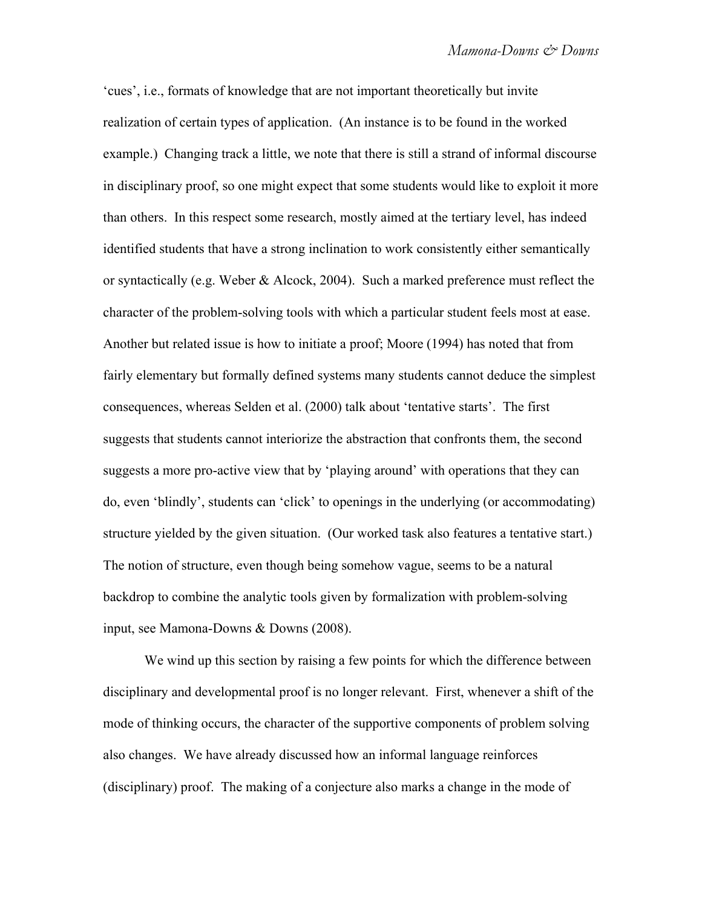'cues', i.e., formats of knowledge that are not important theoretically but invite realization of certain types of application. (An instance is to be found in the worked example.) Changing track a little, we note that there is still a strand of informal discourse in disciplinary proof, so one might expect that some students would like to exploit it more than others. In this respect some research, mostly aimed at the tertiary level, has indeed identified students that have a strong inclination to work consistently either semantically or syntactically (e.g. Weber & Alcock, 2004). Such a marked preference must reflect the character of the problem-solving tools with which a particular student feels most at ease. Another but related issue is how to initiate a proof; Moore (1994) has noted that from fairly elementary but formally defined systems many students cannot deduce the simplest consequences, whereas Selden et al. (2000) talk about 'tentative starts'. The first suggests that students cannot interiorize the abstraction that confronts them, the second suggests a more pro-active view that by 'playing around' with operations that they can do, even 'blindly', students can 'click' to openings in the underlying (or accommodating) structure yielded by the given situation. (Our worked task also features a tentative start.) The notion of structure, even though being somehow vague, seems to be a natural backdrop to combine the analytic tools given by formalization with problem-solving input, see Mamona-Downs & Downs (2008).

We wind up this section by raising a few points for which the difference between disciplinary and developmental proof is no longer relevant. First, whenever a shift of the mode of thinking occurs, the character of the supportive components of problem solving also changes. We have already discussed how an informal language reinforces (disciplinary) proof. The making of a conjecture also marks a change in the mode of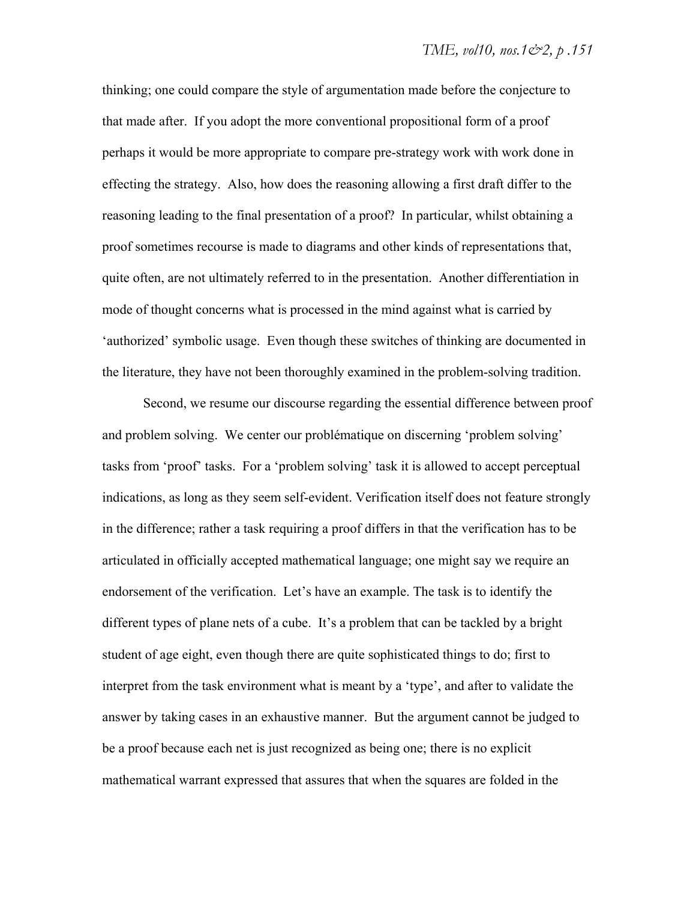thinking; one could compare the style of argumentation made before the conjecture to that made after. If you adopt the more conventional propositional form of a proof perhaps it would be more appropriate to compare pre-strategy work with work done in effecting the strategy. Also, how does the reasoning allowing a first draft differ to the reasoning leading to the final presentation of a proof? In particular, whilst obtaining a proof sometimes recourse is made to diagrams and other kinds of representations that, quite often, are not ultimately referred to in the presentation. Another differentiation in mode of thought concerns what is processed in the mind against what is carried by 'authorized' symbolic usage. Even though these switches of thinking are documented in the literature, they have not been thoroughly examined in the problem-solving tradition.

Second, we resume our discourse regarding the essential difference between proof and problem solving. We center our problématique on discerning 'problem solving' tasks from 'proof' tasks. For a 'problem solving' task it is allowed to accept perceptual indications, as long as they seem self-evident. Verification itself does not feature strongly in the difference; rather a task requiring a proof differs in that the verification has to be articulated in officially accepted mathematical language; one might say we require an endorsement of the verification. Let's have an example. The task is to identify the different types of plane nets of a cube. It's a problem that can be tackled by a bright student of age eight, even though there are quite sophisticated things to do; first to interpret from the task environment what is meant by a 'type', and after to validate the answer by taking cases in an exhaustive manner. But the argument cannot be judged to be a proof because each net is just recognized as being one; there is no explicit mathematical warrant expressed that assures that when the squares are folded in the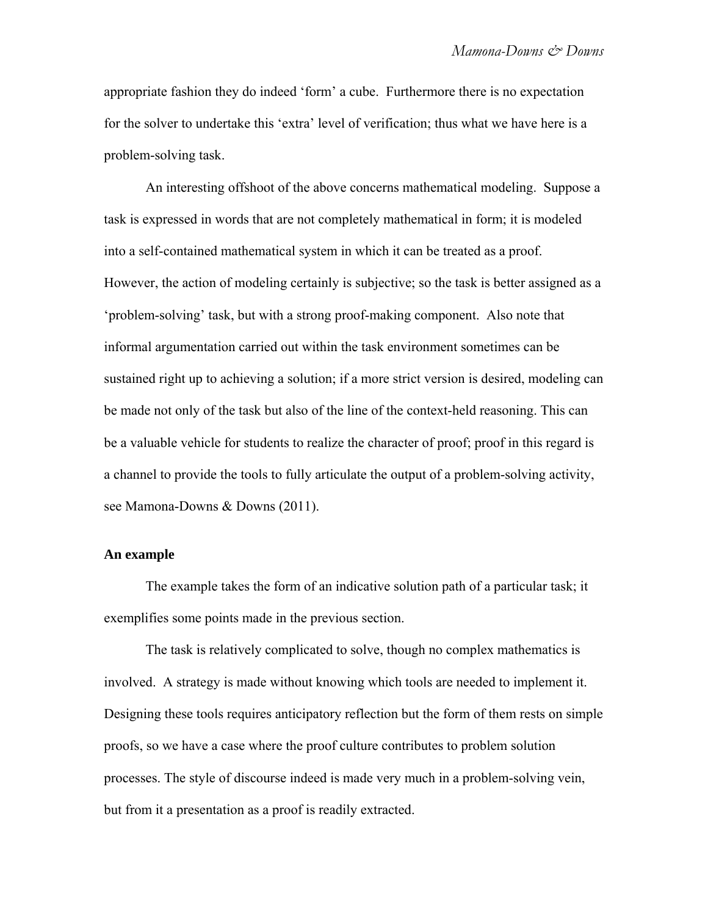appropriate fashion they do indeed 'form' a cube. Furthermore there is no expectation for the solver to undertake this 'extra' level of verification; thus what we have here is a problem-solving task.

An interesting offshoot of the above concerns mathematical modeling. Suppose a task is expressed in words that are not completely mathematical in form; it is modeled into a self-contained mathematical system in which it can be treated as a proof. However, the action of modeling certainly is subjective; so the task is better assigned as a 'problem-solving' task, but with a strong proof-making component. Also note that informal argumentation carried out within the task environment sometimes can be sustained right up to achieving a solution; if a more strict version is desired, modeling can be made not only of the task but also of the line of the context-held reasoning. This can be a valuable vehicle for students to realize the character of proof; proof in this regard is a channel to provide the tools to fully articulate the output of a problem-solving activity, see Mamona-Downs & Downs (2011).

**An example**

The example takes the form of an indicative solution path of a particular task; it exemplifies some points made in the previous section.

The task is relatively complicated to solve, though no complex mathematics is involved. A strategy is made without knowing which tools are needed to implement it. Designing these tools requires anticipatory reflection but the form of them rests on simple proofs, so we have a case where the proof culture contributes to problem solution processes. The style of discourse indeed is made very much in a problem-solving vein, but from it a presentation as a proof is readily extracted.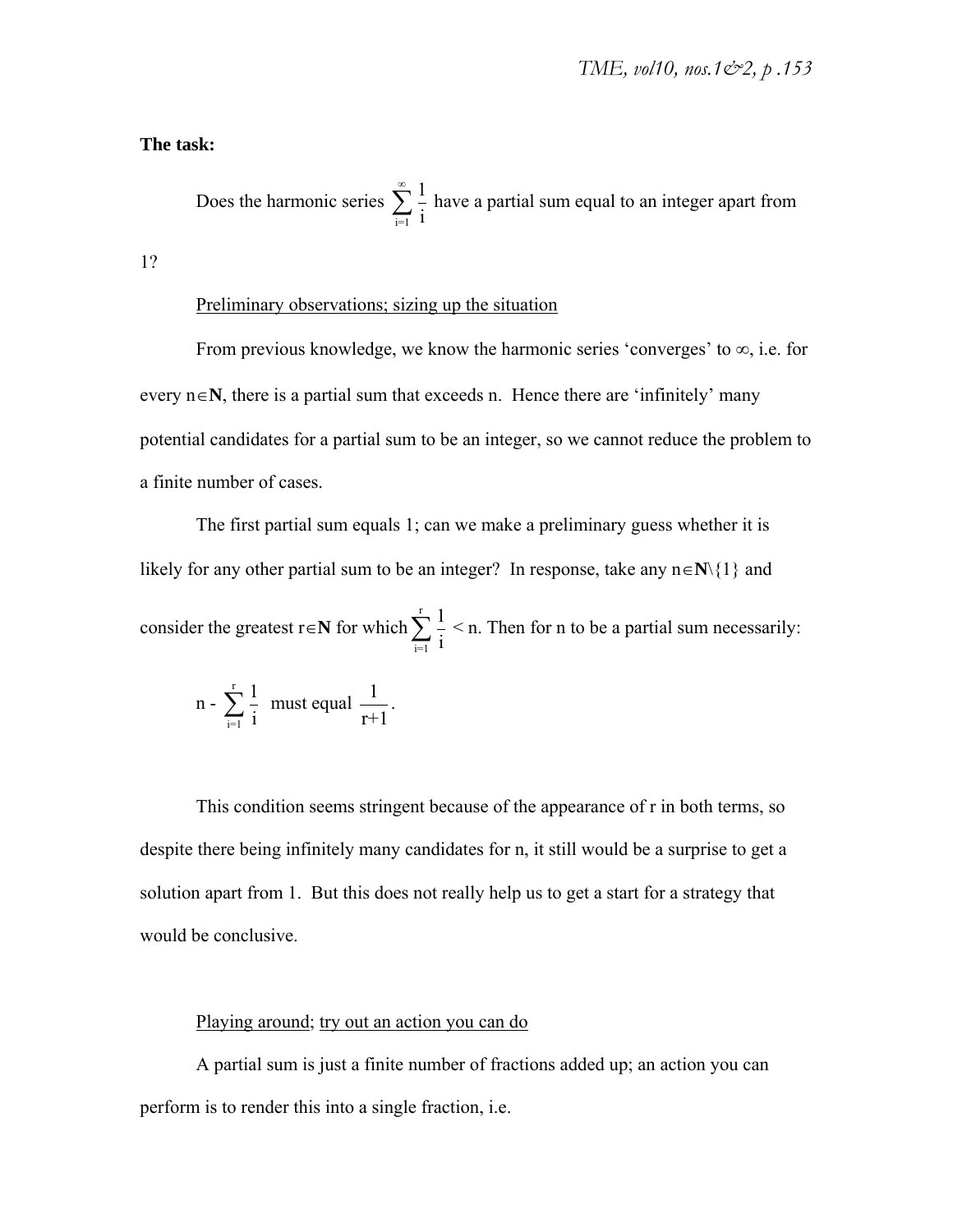**The task:**

Does the harmonic series $\sum_{i=1}^{\infty} \frac{1}{i}$ have a partial sum equal to an integer apart from 1?

Preliminary observations; sizing up the situation

From previous knowledge, we know the harmonic series 'converges' to $\infty$, i.e. for every $n \in \mathbf{N}$, there is a partial sum that exceeds n. Hence there are 'infinitely' many potential candidates for a partial sum to be an integer, so we cannot reduce the problem to a finite number of cases.

The first partial sum equals 1; can we make a preliminary guess whether it is likely for any other partial sum to be an integer? In response, take any $n \in \mathbf{N} \backslash \{1\}$ and consider the greatest $r \in \mathbf{N}$ for which $\sum_{i=1}^{r} \frac{1}{i} < n$. Then for n to be a partial sum necessarily:

$$n - \sum_{i=1}^{r} \frac{1}{i} \text{ must equal } \frac{1}{r+1}.$$

This condition seems stringent because of the appearance of r in both terms, so despite there being infinitely many candidates for n, it still would be a surprise to get a solution apart from 1. But this does not really help us to get a start for a strategy that would be conclusive.

Playing around; try out an action you can do

A partial sum is just a finite number of fractions added up; an action you can perform is to render this into a single fraction, i.e.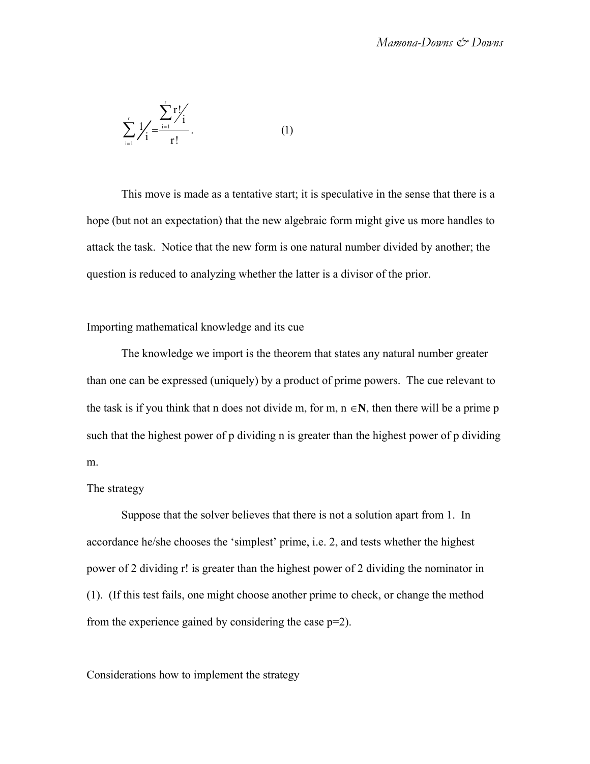$$\sum_{i=1}^{r} 1/i = \frac{\sum_{i=1}^{r} r!/i}{r!}. \qquad (1)$$

This move is made as a tentative start; it is speculative in the sense that there is a hope (but not an expectation) that the new algebraic form might give us more handles to attack the task. Notice that the new form is one natural number divided by another; the question is reduced to analyzing whether the latter is a divisor of the prior.

Importing mathematical knowledge and its cue

The knowledge we import is the theorem that states any natural number greater than one can be expressed (uniquely) by a product of prime powers. The cue relevant to the task is if you think that n does not divide m, for m, n $\in \mathbf{N}$, then there will be a prime p such that the highest power of p dividing n is greater than the highest power of p dividing m.

The strategy

Suppose that the solver believes that there is not a solution apart from 1. In accordance he/she chooses the 'simplest' prime, i.e. 2, and tests whether the highest power of 2 dividing r! is greater than the highest power of 2 dividing the nominator in (1). (If this test fails, one might choose another prime to check, or change the method from the experience gained by considering the case p=2).

Considerations how to implement the strategy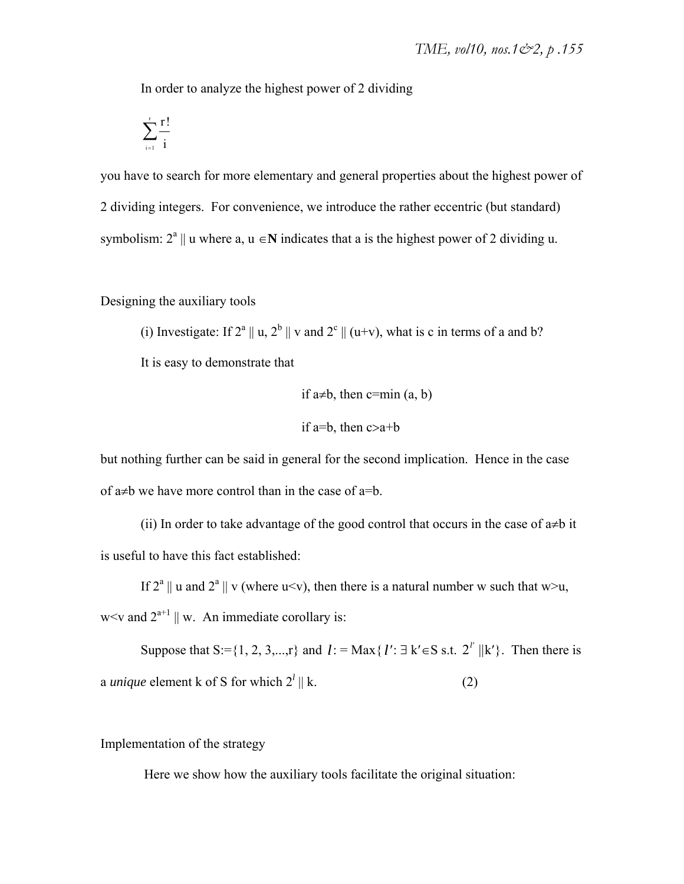In order to analyze the highest power of 2 dividing

$$\sum_{i=1}^{r} \frac{r!}{i}$$

you have to search for more elementary and general properties about the highest power of 2 dividing integers. For convenience, we introduce the rather eccentric (but standard) symbolism: $2^a \parallel u$ where a, u $\in \mathbf{N}$ indicates that a is the highest power of 2 dividing u.

## Designing the auxiliary tools

(i) Investigate: If $2^a \parallel u$, $2^b \parallel v$ and $2^c \parallel (u+v)$, what is c in terms of a and b?

It is easy to demonstrate that

$$\text{if } a \neq b, \text{ then } c = \min(a, b)$$

$$\text{if } a = b, \text{ then } c > a+b$$

but nothing further can be said in general for the second implication. Hence in the case of $a \neq b$ we have more control than in the case of $a = b$.

(ii) In order to take advantage of the good control that occurs in the case of $a \neq b$ it is useful to have this fact established:

If $2^a \parallel u$ and $2^a \parallel v$ (where $u < v$), then there is a natural number w such that $w > u$, $w < v$ and $2^{a+1} \parallel w$. An immediate corollary is:

Suppose that $S := \{1, 2, 3, \ldots, r\}$ and $l := \text{Max}\{ l' : \exists\, k' \in S \text{ s.t. } 2^{l'} \parallel k'\}$. Then there is a *unique* element k of S for which $2^l \parallel k$. (2)

## Implementation of the strategy

Here we show how the auxiliary tools facilitate the original situation: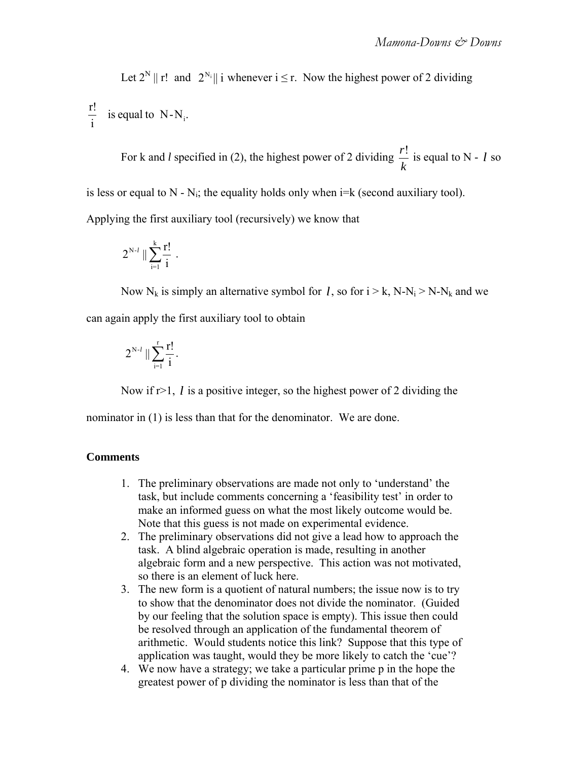Let $2^N \| r!$ and $2^{N_i} \| i$ whenever $i \le r$. Now the highest power of 2 dividing $\frac{r!}{i}$ is equal to $N - N_i$.

For k and *l* specified in (2), the highest power of 2 dividing $\frac{r!}{k}$ is equal to $N - l$ so is less or equal to $N - N_i$; the equality holds only when i=k (second auxiliary tool). Applying the first auxiliary tool (recursively) we know that

$$2^{N-l} \| \sum_{i=1}^{k} \frac{r!}{i} \ .$$

Now $N_k$ is simply an alternative symbol for $l$, so for $i > k$, $N-N_i > N-N_k$ and we can again apply the first auxiliary tool to obtain

$$2^{N-l} \| \sum_{i=1}^{r} \frac{r!}{i}.$$

Now if r>1, $l$ is a positive integer, so the highest power of 2 dividing the nominator in (1) is less than that for the denominator. We are done.

**Comments**

1. The preliminary observations are made not only to 'understand' the task, but include comments concerning a 'feasibility test' in order to make an informed guess on what the most likely outcome would be. Note that this guess is not made on experimental evidence.
2. The preliminary observations did not give a lead how to approach the task. A blind algebraic operation is made, resulting in another algebraic form and a new perspective. This action was not motivated, so there is an element of luck here.
3. The new form is a quotient of natural numbers; the issue now is to try to show that the denominator does not divide the nominator. (Guided by our feeling that the solution space is empty). This issue then could be resolved through an application of the fundamental theorem of arithmetic. Would students notice this link? Suppose that this type of application was taught, would they be more likely to catch the 'cue'?
4. We now have a strategy; we take a particular prime p in the hope the greatest power of p dividing the nominator is less than that of the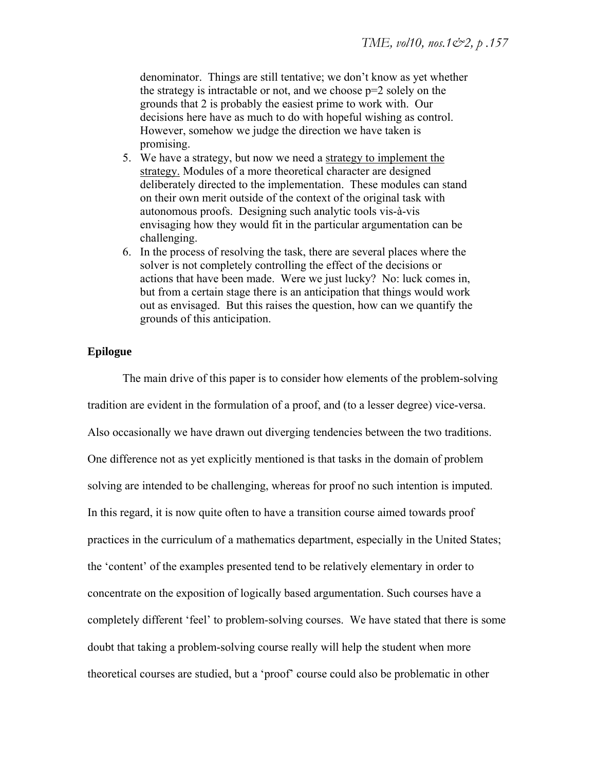denominator. Things are still tentative; we don't know as yet whether the strategy is intractable or not, and we choose p=2 solely on the grounds that 2 is probably the easiest prime to work with. Our decisions here have as much to do with hopeful wishing as control. However, somehow we judge the direction we have taken is promising.

5. We have a strategy, but now we need a <u>strategy to implement the strategy.</u> Modules of a more theoretical character are designed deliberately directed to the implementation. These modules can stand on their own merit outside of the context of the original task with autonomous proofs. Designing such analytic tools vis-à-vis envisaging how they would fit in the particular argumentation can be challenging.
6. In the process of resolving the task, there are several places where the solver is not completely controlling the effect of the decisions or actions that have been made. Were we just lucky? No: luck comes in, but from a certain stage there is an anticipation that things would work out as envisaged. But this raises the question, how can we quantify the grounds of this anticipation.

**Epilogue**

The main drive of this paper is to consider how elements of the problem-solving tradition are evident in the formulation of a proof, and (to a lesser degree) vice-versa. Also occasionally we have drawn out diverging tendencies between the two traditions. One difference not as yet explicitly mentioned is that tasks in the domain of problem solving are intended to be challenging, whereas for proof no such intention is imputed. In this regard, it is now quite often to have a transition course aimed towards proof practices in the curriculum of a mathematics department, especially in the United States; the 'content' of the examples presented tend to be relatively elementary in order to concentrate on the exposition of logically based argumentation. Such courses have a completely different 'feel' to problem-solving courses. We have stated that there is some doubt that taking a problem-solving course really will help the student when more theoretical courses are studied, but a 'proof' course could also be problematic in other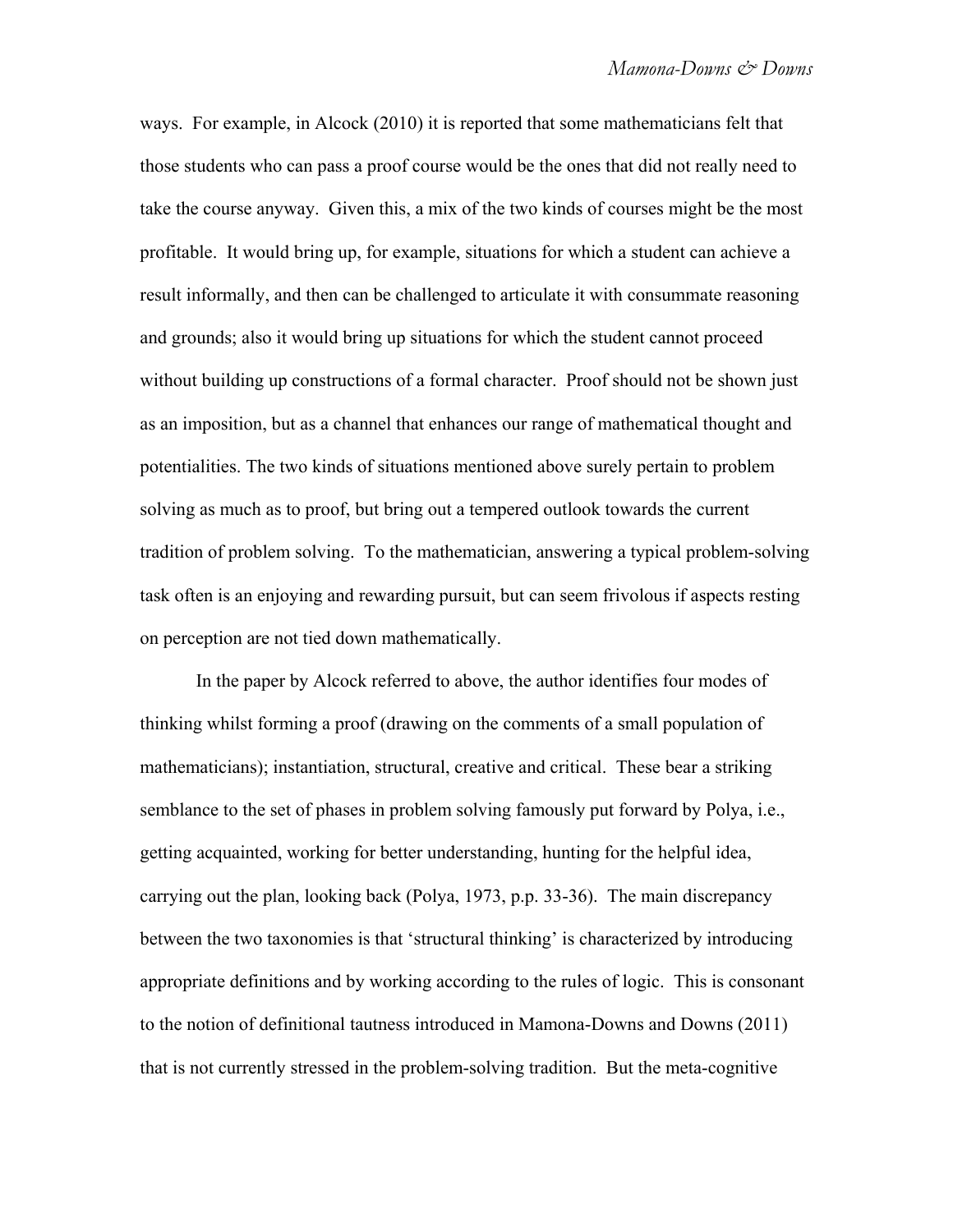ways. For example, in Alcock (2010) it is reported that some mathematicians felt that those students who can pass a proof course would be the ones that did not really need to take the course anyway. Given this, a mix of the two kinds of courses might be the most profitable. It would bring up, for example, situations for which a student can achieve a result informally, and then can be challenged to articulate it with consummate reasoning and grounds; also it would bring up situations for which the student cannot proceed without building up constructions of a formal character. Proof should not be shown just as an imposition, but as a channel that enhances our range of mathematical thought and potentialities. The two kinds of situations mentioned above surely pertain to problem solving as much as to proof, but bring out a tempered outlook towards the current tradition of problem solving. To the mathematician, answering a typical problem-solving task often is an enjoying and rewarding pursuit, but can seem frivolous if aspects resting on perception are not tied down mathematically.

In the paper by Alcock referred to above, the author identifies four modes of thinking whilst forming a proof (drawing on the comments of a small population of mathematicians); instantiation, structural, creative and critical. These bear a striking semblance to the set of phases in problem solving famously put forward by Polya, i.e., getting acquainted, working for better understanding, hunting for the helpful idea, carrying out the plan, looking back (Polya, 1973, p.p. 33-36). The main discrepancy between the two taxonomies is that 'structural thinking' is characterized by introducing appropriate definitions and by working according to the rules of logic. This is consonant to the notion of definitional tautness introduced in Mamona-Downs and Downs (2011) that is not currently stressed in the problem-solving tradition. But the meta-cognitive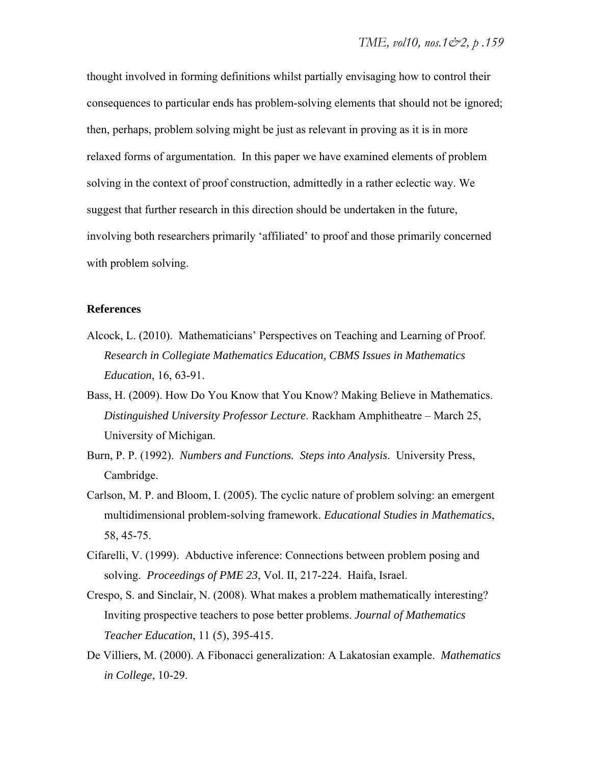thought involved in forming definitions whilst partially envisaging how to control their consequences to particular ends has problem-solving elements that should not be ignored; then, perhaps, problem solving might be just as relevant in proving as it is in more relaxed forms of argumentation. In this paper we have examined elements of problem solving in the context of proof construction, admittedly in a rather eclectic way. We suggest that further research in this direction should be undertaken in the future, involving both researchers primarily 'affiliated' to proof and those primarily concerned with problem solving.

## References

Alcock, L. (2010). Mathematicians' Perspectives on Teaching and Learning of Proof. *Research in Collegiate Mathematics Education, CBMS Issues in Mathematics Education*, 16, 63-91.

Bass, H. (2009). How Do You Know that You Know? Making Believe in Mathematics. *Distinguished University Professor Lecture*. Rackham Amphitheatre – March 25, University of Michigan.

Burn, P. P. (1992). *Numbers and Functions. Steps into Analysis*. University Press, Cambridge.

Carlson, M. P. and Bloom, I. (2005). The cyclic nature of problem solving: an emergent multidimensional problem-solving framework. *Educational Studies in Mathematics*, 58, 45-75.

Cifarelli, V. (1999). Abductive inference: Connections between problem posing and solving. *Proceedings of PME 23*, Vol. II, 217-224. Haifa, Israel.

Crespo, S. and Sinclair, N. (2008). What makes a problem mathematically interesting? Inviting prospective teachers to pose better problems. *Journal of Mathematics Teacher Education*, 11 (5), 395-415.

De Villiers, M. (2000). A Fibonacci generalization: A Lakatosian example. *Mathematics in College*, 10-29.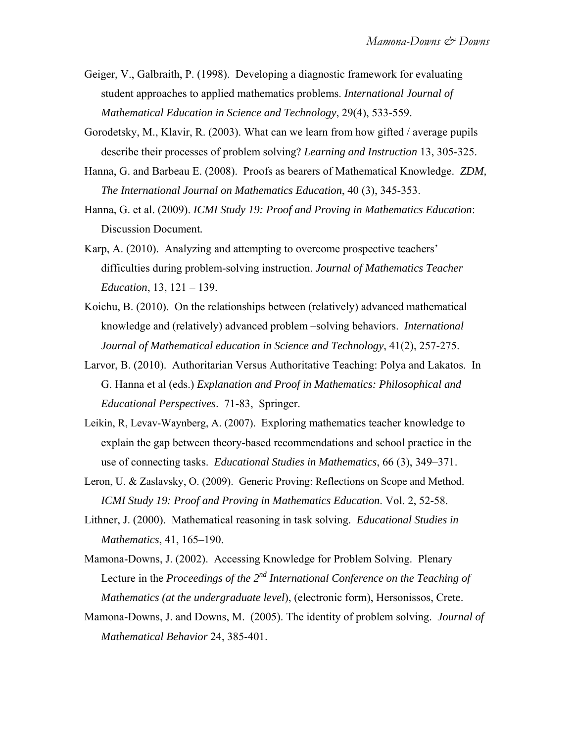Geiger, V., Galbraith, P. (1998). Developing a diagnostic framework for evaluating student approaches to applied mathematics problems. *International Journal of Mathematical Education in Science and Technology*, 29(4), 533-559.

Gorodetsky, M., Klavir, R. (2003). What can we learn from how gifted / average pupils describe their processes of problem solving? *Learning and Instruction* 13, 305-325.

Hanna, G. and Barbeau E. (2008). Proofs as bearers of Mathematical Knowledge. *ZDM, The International Journal on Mathematics Education*, 40 (3), 345-353.

Hanna, G. et al. (2009). *ICMI Study 19: Proof and Proving in Mathematics Education*: Discussion Document*.*

Karp, A. (2010). Analyzing and attempting to overcome prospective teachers' difficulties during problem-solving instruction. *Journal of Mathematics Teacher Education*, 13, 121 – 139.

Koichu, B. (2010). On the relationships between (relatively) advanced mathematical knowledge and (relatively) advanced problem –solving behaviors. *International Journal of Mathematical education in Science and Technology*, 41(2), 257-275.

Larvor, B. (2010). Authoritarian Versus Authoritative Teaching: Polya and Lakatos. In G. Hanna et al (eds.) *Explanation and Proof in Mathematics: Philosophical and Educational Perspectives*. 71-83, Springer.

Leikin, R, Levav-Waynberg, A. (2007). Exploring mathematics teacher knowledge to explain the gap between theory-based recommendations and school practice in the use of connecting tasks. *Educational Studies in Mathematics*, 66 (3), 349–371.

Leron, U. & Zaslavsky, O. (2009). Generic Proving: Reflections on Scope and Method. *ICMI Study 19: Proof and Proving in Mathematics Education*. Vol. 2, 52-58.

Lithner, J. (2000). Mathematical reasoning in task solving. *Educational Studies in Mathematics*, 41, 165–190.

Mamona-Downs, J. (2002). Accessing Knowledge for Problem Solving. Plenary Lecture in the *Proceedings of the 2nd International Conference on the Teaching of Mathematics (at the undergraduate level*), (electronic form), Hersonissos, Crete.

Mamona-Downs, J. and Downs, M. (2005). The identity of problem solving. *Journal of Mathematical Behavior* 24, 385-401.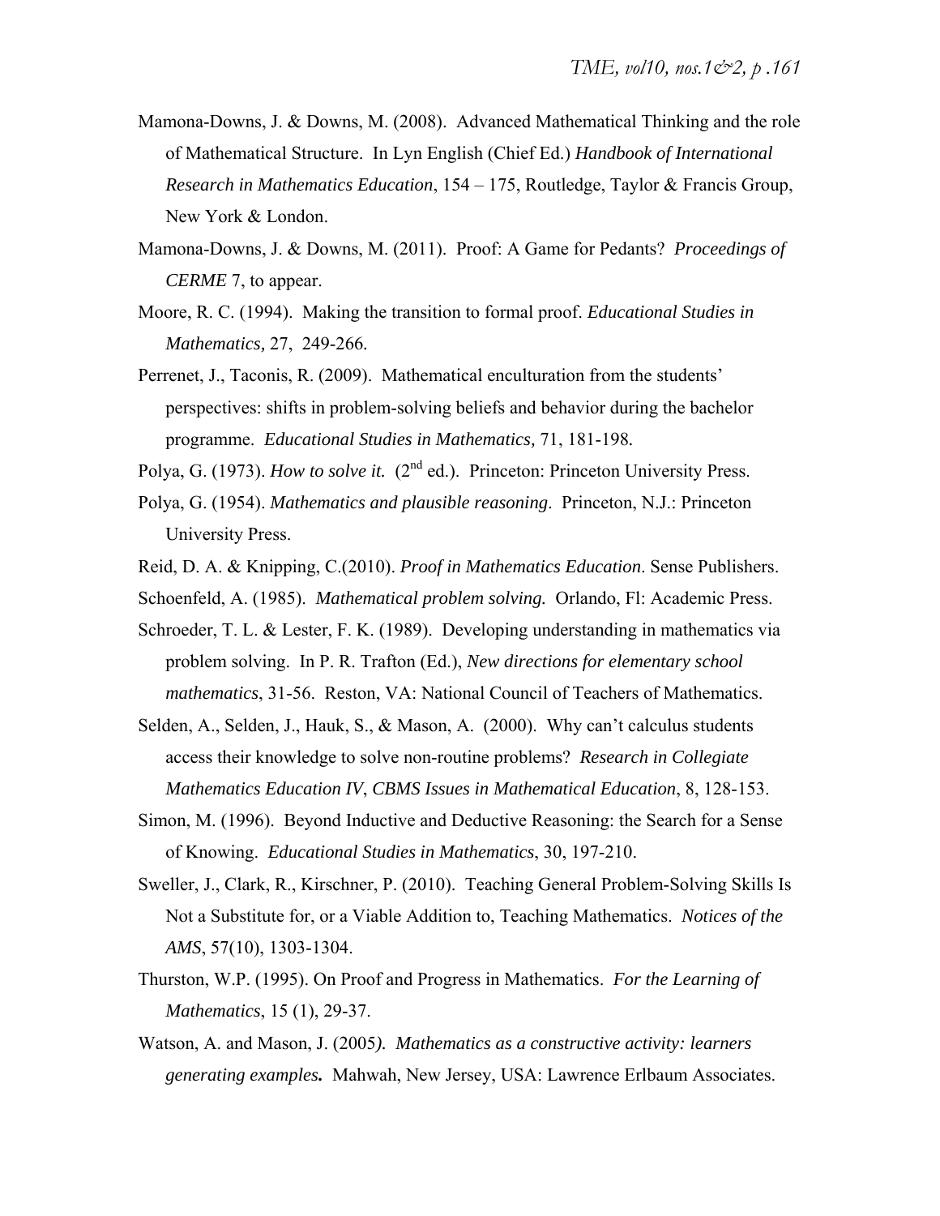Mamona-Downs, J. & Downs, M. (2008). Advanced Mathematical Thinking and the role of Mathematical Structure. In Lyn English (Chief Ed.) *Handbook of International Research in Mathematics Education*, 154 – 175, Routledge, Taylor & Francis Group, New York & London.

Mamona-Downs, J. & Downs, M. (2011). Proof: A Game for Pedants? *Proceedings of CERME* 7, to appear.

Moore, R. C. (1994). Making the transition to formal proof. *Educational Studies in Mathematics,* 27, 249-266.

Perrenet, J., Taconis, R. (2009). Mathematical enculturation from the students' perspectives: shifts in problem-solving beliefs and behavior during the bachelor programme. *Educational Studies in Mathematics,* 71, 181-198.

Polya, G. (1973). *How to solve it.* (2nd ed.). Princeton: Princeton University Press.

Polya, G. (1954). *Mathematics and plausible reasoning*. Princeton, N.J.: Princeton University Press.

Reid, D. A. & Knipping, C.(2010). *Proof in Mathematics Education*. Sense Publishers.

Schoenfeld, A. (1985). *Mathematical problem solving.* Orlando, Fl: Academic Press.

Schroeder, T. L. & Lester, F. K. (1989). Developing understanding in mathematics via problem solving. In P. R. Trafton (Ed.), *New directions for elementary school mathematics*, 31-56. Reston, VA: National Council of Teachers of Mathematics.

Selden, A., Selden, J., Hauk, S., & Mason, A. (2000). Why can't calculus students access their knowledge to solve non-routine problems? *Research in Collegiate Mathematics Education IV*, *CBMS Issues in Mathematical Education*, 8, 128-153.

Simon, M. (1996). Beyond Inductive and Deductive Reasoning: the Search for a Sense of Knowing. *Educational Studies in Mathematics*, 30, 197-210.

Sweller, J., Clark, R., Kirschner, P. (2010). Teaching General Problem-Solving Skills Is Not a Substitute for, or a Viable Addition to, Teaching Mathematics. *Notices of the AMS*, 57(10), 1303-1304.

Thurston, W.P. (1995). On Proof and Progress in Mathematics. *For the Learning of Mathematics*, 15 (1), 29-37.

Watson, A. and Mason, J. (2005*). Mathematics as a constructive activity: learners generating examples***.** Mahwah, New Jersey, USA: Lawrence Erlbaum Associates.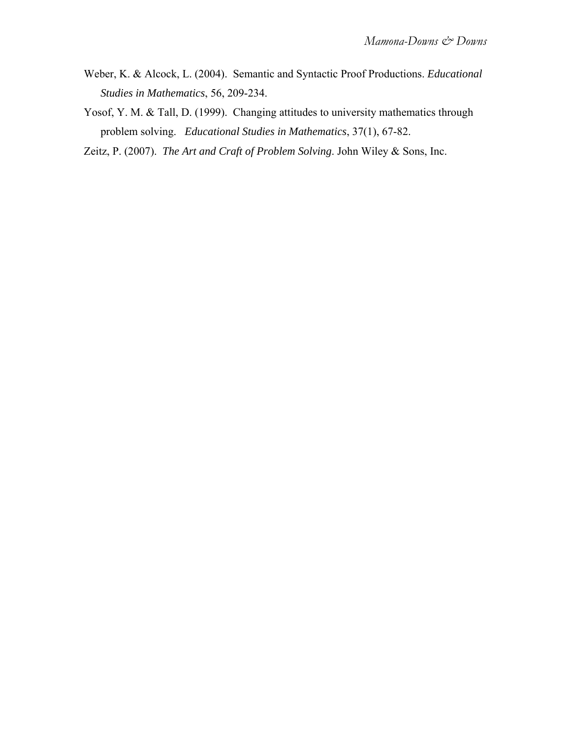Weber, K. & Alcock, L. (2004). Semantic and Syntactic Proof Productions. *Educational Studies in Mathematics*, 56, 209-234.

Yosof, Y. M. & Tall, D. (1999). Changing attitudes to university mathematics through problem solving. *Educational Studies in Mathematics*, 37(1), 67-82.

Zeitz, P. (2007). *The Art and Craft of Problem Solving*. John Wiley & Sons, Inc.